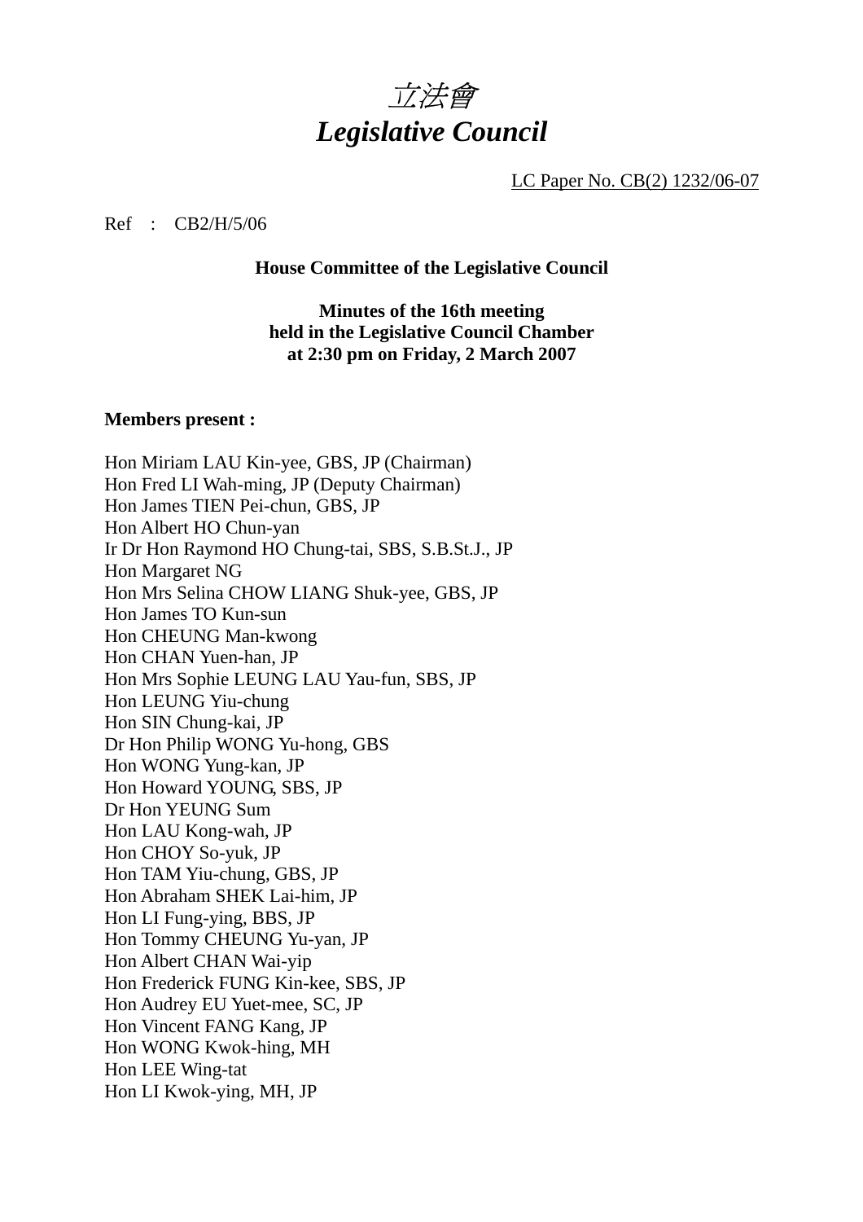# *立法會*
# *Legislative Council*

LC Paper No. CB(2) 1232/06-07

Ref : CB2/H/5/06

**House Committee of the Legislative Council**

**Minutes of the 16th meeting**
**held in the Legislative Council Chamber**
**at 2:30 pm on Friday, 2 March 2007**

**Members present :**

Hon Miriam LAU Kin-yee, GBS, JP (Chairman)
Hon Fred LI Wah-ming, JP (Deputy Chairman)
Hon James TIEN Pei-chun, GBS, JP
Hon Albert HO Chun-yan
Ir Dr Hon Raymond HO Chung-tai, SBS, S.B.St.J., JP
Hon Margaret NG
Hon Mrs Selina CHOW LIANG Shuk-yee, GBS, JP
Hon James TO Kun-sun
Hon CHEUNG Man-kwong
Hon CHAN Yuen-han, JP
Hon Mrs Sophie LEUNG LAU Yau-fun, SBS, JP
Hon LEUNG Yiu-chung
Hon SIN Chung-kai, JP
Dr Hon Philip WONG Yu-hong, GBS
Hon WONG Yung-kan, JP
Hon Howard YOUNG, SBS, JP
Dr Hon YEUNG Sum
Hon LAU Kong-wah, JP
Hon CHOY So-yuk, JP
Hon TAM Yiu-chung, GBS, JP
Hon Abraham SHEK Lai-him, JP
Hon LI Fung-ying, BBS, JP
Hon Tommy CHEUNG Yu-yan, JP
Hon Albert CHAN Wai-yip
Hon Frederick FUNG Kin-kee, SBS, JP
Hon Audrey EU Yuet-mee, SC, JP
Hon Vincent FANG Kang, JP
Hon WONG Kwok-hing, MH
Hon LEE Wing-tat
Hon LI Kwok-ying, MH, JP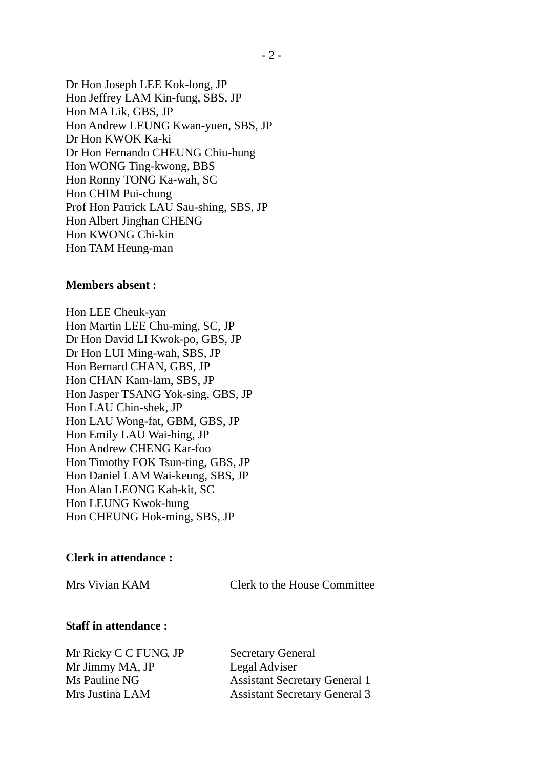Dr Hon Joseph LEE Kok-long, JP
Hon Jeffrey LAM Kin-fung, SBS, JP
Hon MA Lik, GBS, JP
Hon Andrew LEUNG Kwan-yuen, SBS, JP
Dr Hon KWOK Ka-ki
Dr Hon Fernando CHEUNG Chiu-hung
Hon WONG Ting-kwong, BBS
Hon Ronny TONG Ka-wah, SC
Hon CHIM Pui-chung
Prof Hon Patrick LAU Sau-shing, SBS, JP
Hon Albert Jinghan CHENG
Hon KWONG Chi-kin
Hon TAM Heung-man

**Members absent :**

Hon LEE Cheuk-yan
Hon Martin LEE Chu-ming, SC, JP
Dr Hon David LI Kwok-po, GBS, JP
Dr Hon LUI Ming-wah, SBS, JP
Hon Bernard CHAN, GBS, JP
Hon CHAN Kam-lam, SBS, JP
Hon Jasper TSANG Yok-sing, GBS, JP
Hon LAU Chin-shek, JP
Hon LAU Wong-fat, GBM, GBS, JP
Hon Emily LAU Wai-hing, JP
Hon Andrew CHENG Kar-foo
Hon Timothy FOK Tsun-ting, GBS, JP
Hon Daniel LAM Wai-keung, SBS, JP
Hon Alan LEONG Kah-kit, SC
Hon LEUNG Kwok-hung
Hon CHEUNG Hok-ming, SBS, JP

**Clerk in attendance :**

| | |
|---|---|
| Mrs Vivian KAM | Clerk to the House Committee |

**Staff in attendance :**

| | |
|---|---|
| Mr Ricky C C FUNG, JP | Secretary General |
| Mr Jimmy MA, JP | Legal Adviser |
| Ms Pauline NG | Assistant Secretary General 1 |
| Mrs Justina LAM | Assistant Secretary General 3 |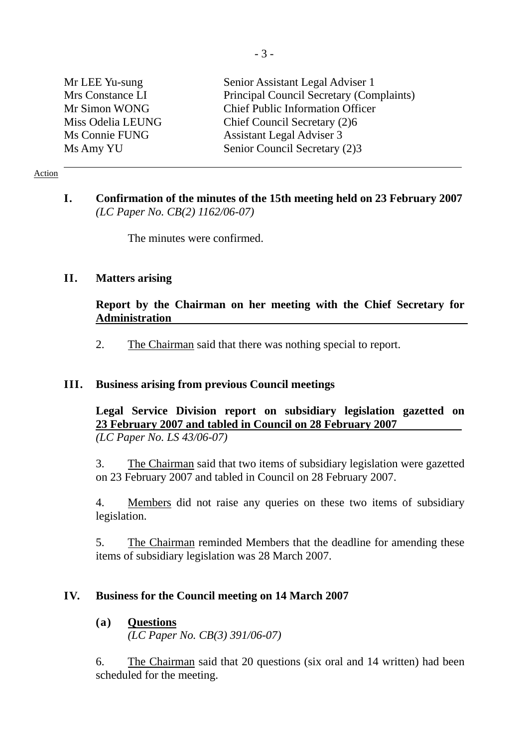| | |
|---|---|
| Mr LEE Yu-sung | Senior Assistant Legal Adviser 1 |
| Mrs Constance LI | Principal Council Secretary (Complaints) |
| Mr Simon WONG | Chief Public Information Officer |
| Miss Odelia LEUNG | Chief Council Secretary (2)6 |
| Ms Connie FUNG | Assistant Legal Adviser 3 |
| Ms Amy YU | Senior Council Secretary (2)3 |

Action

**I. Confirmation of the minutes of the 15th meeting held on 23 February 2007**
*(LC Paper No. CB(2) 1162/06-07)*

The minutes were confirmed.

**II. Matters arising**

**Report by the Chairman on her meeting with the Chief Secretary for Administration**

2. The Chairman said that there was nothing special to report.

**III. Business arising from previous Council meetings**

**Legal Service Division report on subsidiary legislation gazetted on 23 February 2007 and tabled in Council on 28 February 2007**
*(LC Paper No. LS 43/06-07)*

3. The Chairman said that two items of subsidiary legislation were gazetted on 23 February 2007 and tabled in Council on 28 February 2007.

4. Members did not raise any queries on these two items of subsidiary legislation.

5. The Chairman reminded Members that the deadline for amending these items of subsidiary legislation was 28 March 2007.

**IV. Business for the Council meeting on 14 March 2007**

**(a) Questions**
*(LC Paper No. CB(3) 391/06-07)*

6. The Chairman said that 20 questions (six oral and 14 written) had been scheduled for the meeting.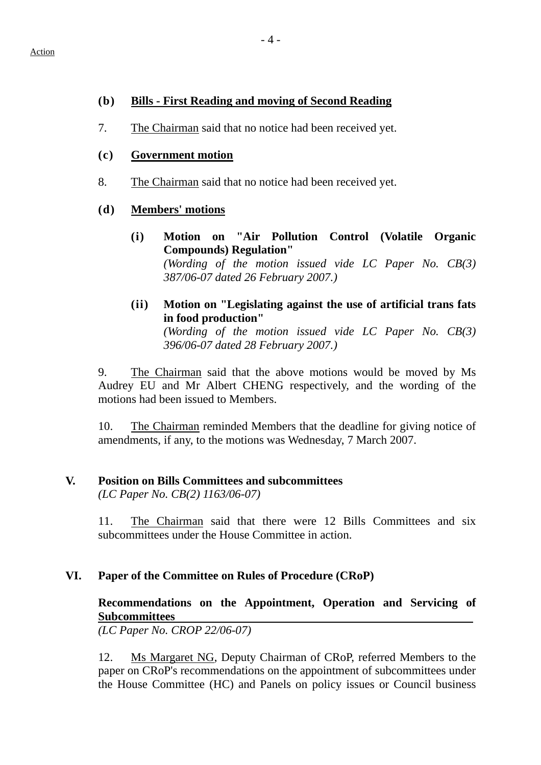Action

### (b) Bills - First Reading and moving of Second Reading

7. The Chairman said that no notice had been received yet.

### (c) Government motion

8. The Chairman said that no notice had been received yet.

### (d) Members' motions

**(i) Motion on "Air Pollution Control (Volatile Organic Compounds) Regulation"**
*(Wording of the motion issued vide LC Paper No. CB(3) 387/06-07 dated 26 February 2007.)*

**(ii) Motion on "Legislating against the use of artificial trans fats in food production"**
*(Wording of the motion issued vide LC Paper No. CB(3) 396/06-07 dated 28 February 2007.)*

9. The Chairman said that the above motions would be moved by Ms Audrey EU and Mr Albert CHENG respectively, and the wording of the motions had been issued to Members.

10. The Chairman reminded Members that the deadline for giving notice of amendments, if any, to the motions was Wednesday, 7 March 2007.

## V. Position on Bills Committees and subcommittees

*(LC Paper No. CB(2) 1163/06-07)*

11. The Chairman said that there were 12 Bills Committees and six subcommittees under the House Committee in action.

## VI. Paper of the Committee on Rules of Procedure (CRoP)

**Recommendations on the Appointment, Operation and Servicing of Subcommittees**
*(LC Paper No. CROP 22/06-07)*

12. Ms Margaret NG, Deputy Chairman of CRoP, referred Members to the paper on CRoP's recommendations on the appointment of subcommittees under the House Committee (HC) and Panels on policy issues or Council business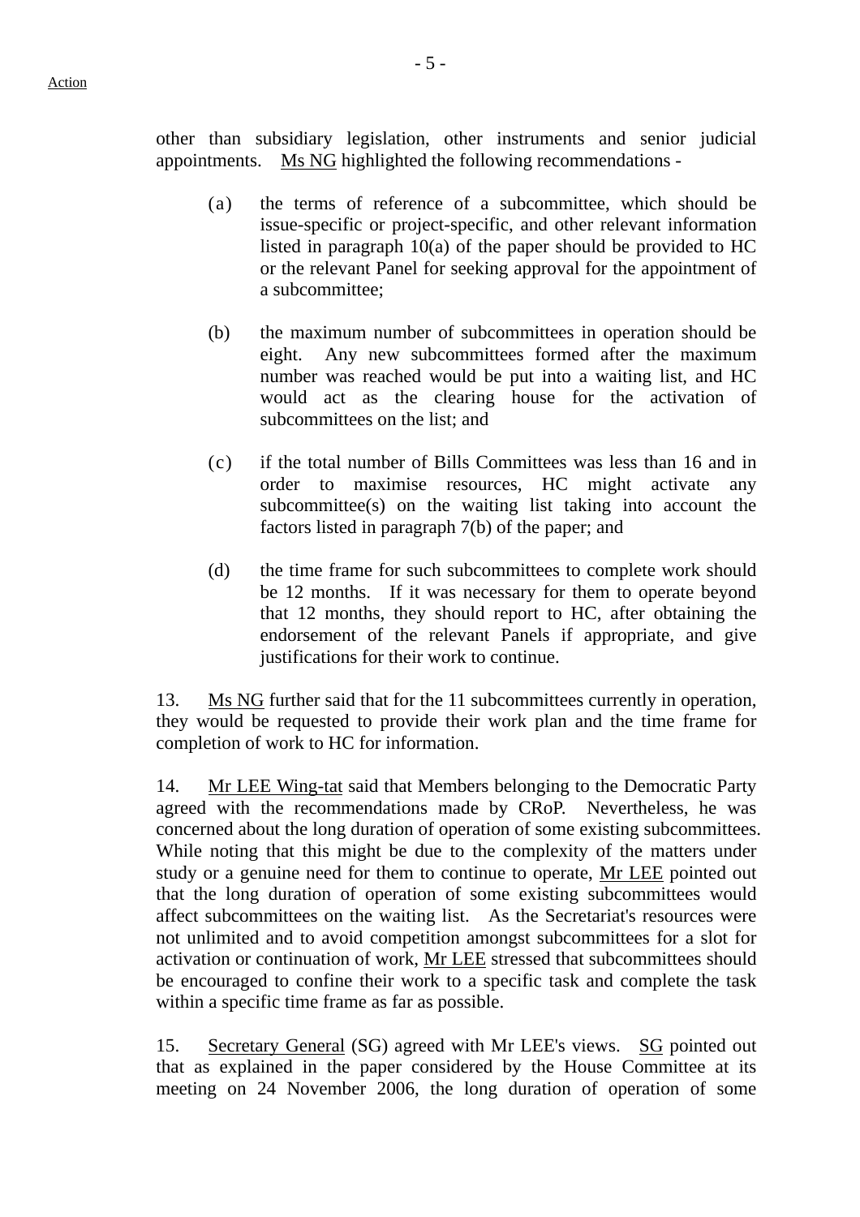other than subsidiary legislation, other instruments and senior judicial appointments. Ms NG highlighted the following recommendations -

(a) the terms of reference of a subcommittee, which should be issue-specific or project-specific, and other relevant information listed in paragraph 10(a) of the paper should be provided to HC or the relevant Panel for seeking approval for the appointment of a subcommittee;

(b) the maximum number of subcommittees in operation should be eight. Any new subcommittees formed after the maximum number was reached would be put into a waiting list, and HC would act as the clearing house for the activation of subcommittees on the list; and

(c) if the total number of Bills Committees was less than 16 and in order to maximise resources, HC might activate any subcommittee(s) on the waiting list taking into account the factors listed in paragraph 7(b) of the paper; and

(d) the time frame for such subcommittees to complete work should be 12 months. If it was necessary for them to operate beyond that 12 months, they should report to HC, after obtaining the endorsement of the relevant Panels if appropriate, and give justifications for their work to continue.

13. Ms NG further said that for the 11 subcommittees currently in operation, they would be requested to provide their work plan and the time frame for completion of work to HC for information.

14. Mr LEE Wing-tat said that Members belonging to the Democratic Party agreed with the recommendations made by CRoP. Nevertheless, he was concerned about the long duration of operation of some existing subcommittees. While noting that this might be due to the complexity of the matters under study or a genuine need for them to continue to operate, Mr LEE pointed out that the long duration of operation of some existing subcommittees would affect subcommittees on the waiting list. As the Secretariat's resources were not unlimited and to avoid competition amongst subcommittees for a slot for activation or continuation of work, Mr LEE stressed that subcommittees should be encouraged to confine their work to a specific task and complete the task within a specific time frame as far as possible.

15. Secretary General (SG) agreed with Mr LEE's views. SG pointed out that as explained in the paper considered by the House Committee at its meeting on 24 November 2006, the long duration of operation of some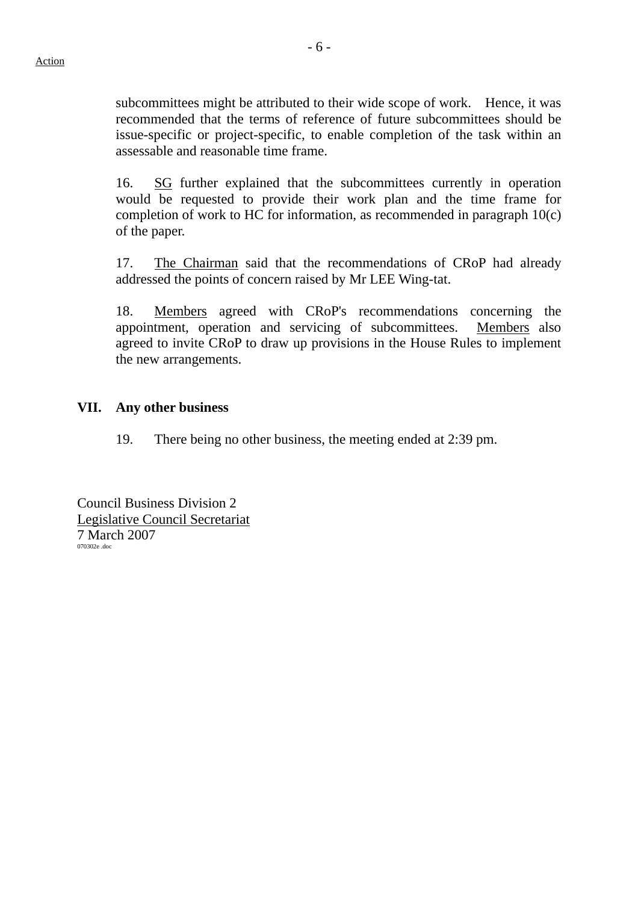Action

subcommittees might be attributed to their wide scope of work. Hence, it was recommended that the terms of reference of future subcommittees should be issue-specific or project-specific, to enable completion of the task within an assessable and reasonable time frame.

16. SG further explained that the subcommittees currently in operation would be requested to provide their work plan and the time frame for completion of work to HC for information, as recommended in paragraph 10(c) of the paper.

17. The Chairman said that the recommendations of CRoP had already addressed the points of concern raised by Mr LEE Wing-tat.

18. Members agreed with CRoP's recommendations concerning the appointment, operation and servicing of subcommittees. Members also agreed to invite CRoP to draw up provisions in the House Rules to implement the new arrangements.

## VII. Any other business

19. There being no other business, the meeting ended at 2:39 pm.

Council Business Division 2
Legislative Council Secretariat
7 March 2007
070302e .doc